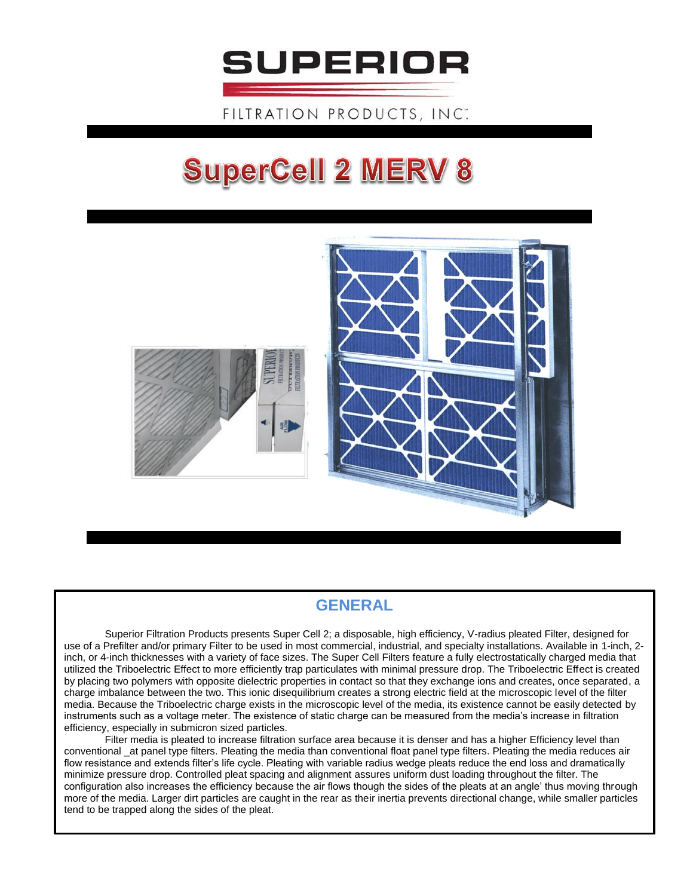# SUPERIOR

FILTRATION PRODUCTS, INC.

# SuperCell 2 MERV 8

## GENERAL

Superior Filtration Products presents Super Cell 2; a disposable, high efficiency, V-radius pleated Filter, designed for use of a Prefilter and/or primary Filter to be used in most commercial, industrial, and specialty installations. Available in 1-inch, 2-inch, or 4-inch thicknesses with a variety of face sizes. The Super Cell Filters feature a fully electrostatically charged media that utilized the Triboelectric Effect to more efficiently trap particulates with minimal pressure drop. The Triboelectric Effect is created by placing two polymers with opposite dielectric properties in contact so that they exchange ions and creates, once separated, a charge imbalance between the two. This ionic disequilibrium creates a strong electric field at the microscopic level of the filter media. Because the Triboelectric charge exists in the microscopic level of the media, its existence cannot be easily detected by instruments such as a voltage meter. The existence of static charge can be measured from the media's increase in filtration efficiency, especially in submicron sized particles.

Filter media is pleated to increase filtration surface area because it is denser and has a higher Efficiency level than conventional _at panel type filters. Pleating the media than conventional float panel type filters. Pleating the media reduces air flow resistance and extends filter's life cycle. Pleating with variable radius wedge pleats reduce the end loss and dramatically minimize pressure drop. Controlled pleat spacing and alignment assures uniform dust loading throughout the filter. The configuration also increases the efficiency because the air flows though the sides of the pleats at an angle' thus moving through more of the media. Larger dirt particles are caught in the rear as their inertia prevents directional change, while smaller particles tend to be trapped along the sides of the pleat.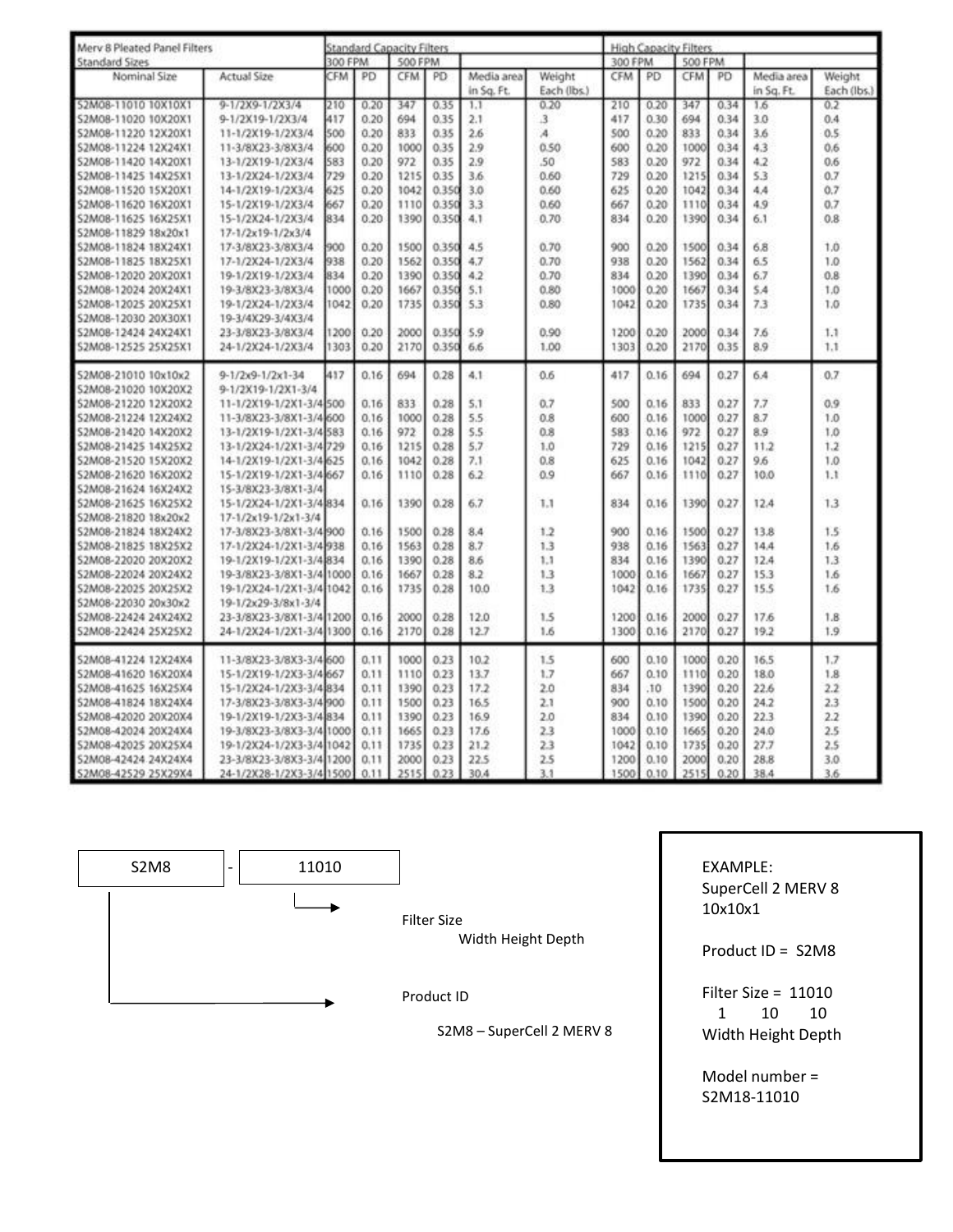| Merv 8 Pleated Panel Filters | | Standard Capacity Filters | | | | | | High Capacity Filters | | | | | |
|---|---|---|---|---|---|---|---|---|---|---|---|---|---|
| Standard Sizes | | 300 FPM | | 500 FPM | | | | 300 FPM | | 500 FPM | | | |
| Nominal Size | Actual Size | CFM | PD | CFM | PD | Media area in Sq. Ft. | Weight Each (lbs.) | CFM | PD | CFM | PD | Media area in Sq. Ft. | Weight Each (lbs.) |
| S2M08-11010 10X10X1 | 9-1/2X9-1/2X3/4 | 210 | 0.20 | 347 | 0.35 | 1.1 | 0.20 | 210 | 0.20 | 347 | 0.34 | 1.6 | 0.2 |
| S2M08-11020 10X20X1 | 9-1/2X19-1/2X3/4 | 417 | 0.20 | 694 | 0.35 | 2.1 | .3 | 417 | 0.30 | 694 | 0.34 | 3.0 | 0.4 |
| S2M08-11220 12X20X1 | 11-1/2X19-1/2X3/4 | 500 | 0.20 | 833 | 0.35 | 2.6 | .4 | 500 | 0.20 | 833 | 0.34 | 3.6 | 0.5 |
| S2M08-11224 12X24X1 | 11-3/8X23-3/8X3/4 | 600 | 0.20 | 1000 | 0.35 | 2.9 | 0.50 | 600 | 0.20 | 1000 | 0.34 | 4.3 | 0.6 |
| S2M08-11420 14X20X1 | 13-1/2X19-1/2X3/4 | 583 | 0.20 | 972 | 0.35 | 2.9 | .50 | 583 | 0.20 | 972 | 0.34 | 4.2 | 0.6 |
| S2M08-11425 14X25X1 | 13-1/2X24-1/2X3/4 | 729 | 0.20 | 1215 | 0.35 | 3.6 | 0.60 | 729 | 0.20 | 1215 | 0.34 | 5.3 | 0.7 |
| S2M08-11520 15X20X1 | 14-1/2X19-1/2X3/4 | 625 | 0.20 | 1042 | 0.350 | 3.0 | 0.60 | 625 | 0.20 | 1042 | 0.34 | 4.4 | 0.7 |
| S2M08-11620 16X20X1 | 15-1/2X19-1/2X3/4 | 667 | 0.20 | 1110 | 0.350 | 3.3 | 0.60 | 667 | 0.20 | 1110 | 0.34 | 4.9 | 0.7 |
| S2M08-11625 16X25X1 | 15-1/2X24-1/2X3/4 | 834 | 0.20 | 1390 | 0.350 | 4.1 | 0.70 | 834 | 0.20 | 1390 | 0.34 | 6.1 | 0.8 |
| S2M08-11829 18x20x1 | 17-1/2x19-1/2x3/4 | | | | | | | | | | | | |
| S2M08-11824 18X24X1 | 17-3/8X23-3/8X3/4 | 900 | 0.20 | 1500 | 0.350 | 4.5 | 0.70 | 900 | 0.20 | 1500 | 0.34 | 6.8 | 1.0 |
| S2M08-11825 18X25X1 | 17-1/2X24-1/2X3/4 | 938 | 0.20 | 1562 | 0.350 | 4.7 | 0.70 | 938 | 0.20 | 1562 | 0.34 | 6.5 | 1.0 |
| S2M08-12020 20X20X1 | 19-1/2X19-1/2X3/4 | 834 | 0.20 | 1390 | 0.350 | 4.2 | 0.70 | 834 | 0.20 | 1390 | 0.34 | 6.7 | 0.8 |
| S2M08-12024 20X24X1 | 19-3/8X23-3/8X3/4 | 1000 | 0.20 | 1667 | 0.350 | 5.1 | 0.80 | 1000 | 0.20 | 1667 | 0.34 | 5.4 | 1.0 |
| S2M08-12025 20X25X1 | 19-1/2X24-1/2X3/4 | 1042 | 0.20 | 1735 | 0.350 | 5.3 | 0.80 | 1042 | 0.20 | 1735 | 0.34 | 7.3 | 1.0 |
| S2M08-12030 20X30X1 | 19-3/4X29-3/4X3/4 | | | | | | | | | | | | |
| S2M08-12424 24X24X1 | 23-3/8X23-3/8X3/4 | 1200 | 0.20 | 2000 | 0.350 | 5.9 | 0.90 | 1200 | 0.20 | 2000 | 0.34 | 7.6 | 1.1 |
| S2M08-12525 25X25X1 | 24-1/2X24-1/2X3/4 | 1303 | 0.20 | 2170 | 0.350 | 6.6 | 1.00 | 1303 | 0.20 | 2170 | 0.35 | 8.9 | 1.1 |
| S2M08-21010 10x10x2 | 9-1/2x9-1/2x1-34 | 417 | 0.16 | 694 | 0.28 | 4.1 | 0.6 | 417 | 0.16 | 694 | 0.27 | 6.4 | 0.7 |
| S2M08-21020 10X20X2 | 9-1/2X19-1/2X1-3/4 | | | | | | | | | | | | |
| S2M08-21220 12X20X2 | 11-1/2X19-1/2X1-3/4 | 500 | 0.16 | 833 | 0.28 | 5.1 | 0.7 | 500 | 0.16 | 833 | 0.27 | 7.7 | 0.9 |
| S2M08-21224 12X24X2 | 11-3/8X23-3/8X1-3/4 | 600 | 0.16 | 1000 | 0.28 | 5.5 | 0.8 | 600 | 0.16 | 1000 | 0.27 | 8.7 | 1.0 |
| S2M08-21420 14X20X2 | 13-1/2X19-1/2X1-3/4 | 583 | 0.16 | 972 | 0.28 | 5.5 | 0.8 | 583 | 0.16 | 972 | 0.27 | 8.9 | 1.0 |
| S2M08-21425 14X25X2 | 13-1/2X24-1/2X1-3/4 | 729 | 0.16 | 1215 | 0.28 | 5.7 | 1.0 | 729 | 0.16 | 1215 | 0.27 | 11.2 | 1.2 |
| S2M08-21520 15X20X2 | 14-1/2X19-1/2X1-3/4 | 625 | 0.16 | 1042 | 0.28 | 7.1 | 0.8 | 625 | 0.16 | 1042 | 0.27 | 9.6 | 1.0 |
| S2M08-21620 16X20X2 | 15-1/2X19-1/2X1-3/4 | 667 | 0.16 | 1110 | 0.28 | 6.2 | 0.9 | 667 | 0.16 | 1110 | 0.27 | 10.0 | 1.1 |
| S2M08-21624 16X24X2 | 15-3/8X23-3/8X1-3/4 | | | | | | | | | | | | |
| S2M08-21625 16X25X2 | 15-1/2X24-1/2X1-3/4 | 834 | 0.16 | 1390 | 0.28 | 6.7 | 1.1 | 834 | 0.16 | 1390 | 0.27 | 12.4 | 1.3 |
| S2M08-21820 18x20x2 | 17-1/2x19-1/2x1-3/4 | | | | | | | | | | | | |
| S2M08-21824 18X24X2 | 17-3/8X23-3/8X1-3/4 | 900 | 0.16 | 1500 | 0.28 | 8.4 | 1.2 | 900 | 0.16 | 1500 | 0.27 | 13.8 | 1.5 |
| S2M08-21825 18X25X2 | 17-1/2X24-1/2X1-3/4 | 938 | 0.16 | 1563 | 0.28 | 8.7 | 1.3 | 938 | 0.16 | 1563 | 0.27 | 14.4 | 1.6 |
| S2M08-22020 20X20X2 | 19-1/2X19-1/2X1-3/4 | 834 | 0.16 | 1390 | 0.28 | 8.6 | 1.1 | 834 | 0.16 | 1390 | 0.27 | 12.4 | 1.3 |
| S2M08-22024 20X24X2 | 19-3/8X23-3/8X1-3/4 | 1000 | 0.16 | 1667 | 0.28 | 8.2 | 1.3 | 1000 | 0.16 | 1667 | 0.27 | 15.3 | 1.6 |
| S2M08-22025 20X25X2 | 19-1/2X24-1/2X1-3/4 | 1042 | 0.16 | 1735 | 0.28 | 10.0 | 1.3 | 1042 | 0.16 | 1735 | 0.27 | 15.5 | 1.6 |
| S2M08-22030 20x30x2 | 19-1/2x29-3/8x1-3/4 | | | | | | | | | | | | |
| S2M08-22424 24X24X2 | 23-3/8X23-3/8X1-3/4 | 1200 | 0.16 | 2000 | 0.28 | 12.0 | 1.5 | 1200 | 0.16 | 2000 | 0.27 | 17.6 | 1.8 |
| S2M08-22424 25X25X2 | 24-1/2X24-1/2X1-3/4 | 1300 | 0.16 | 2170 | 0.28 | 12.7 | 1.6 | 1300 | 0.16 | 2170 | 0.27 | 19.2 | 1.9 |
| S2M08-41224 12X24X4 | 11-3/8X23-3/8X3-3/4 | 600 | 0.11 | 1000 | 0.23 | 10.2 | 1.5 | 600 | 0.10 | 1000 | 0.20 | 16.5 | 1.7 |
| S2M08-41620 16X20X4 | 15-1/2X19-1/2X3-3/4 | 667 | 0.11 | 1110 | 0.23 | 13.7 | 1.7 | 667 | 0.10 | 1110 | 0.20 | 18.0 | 1.8 |
| S2M08-41625 16X25X4 | 15-1/2X24-1/2X3-3/4 | 834 | 0.11 | 1390 | 0.23 | 17.2 | 2.0 | 834 | .10 | 1390 | 0.20 | 22.6 | 2.2 |
| S2M08-41824 18X24X4 | 17-3/8X23-3/8X3-3/4 | 900 | 0.11 | 1500 | 0.23 | 16.5 | 2.1 | 900 | 0.10 | 1500 | 0.20 | 24.2 | 2.3 |
| S2M08-42020 20X20X4 | 19-1/2X19-1/2X3-3/4 | 834 | 0.11 | 1390 | 0.23 | 16.9 | 2.0 | 834 | 0.10 | 1390 | 0.20 | 22.3 | 2.2 |
| S2M08-42024 20X24X4 | 19-3/8X23-3/8X3-3/4 | 1000 | 0.11 | 1665 | 0.23 | 17.6 | 2.3 | 1000 | 0.10 | 1665 | 0.20 | 24.0 | 2.5 |
| S2M08-42025 20X25X4 | 19-1/2X24-1/2X3-3/4 | 1042 | 0.11 | 1735 | 0.23 | 21.2 | 2.3 | 1042 | 0.10 | 1735 | 0.20 | 27.7 | 2.5 |
| S2M08-42424 24X24X4 | 23-3/8X23-3/8X3-3/4 | 1200 | 0.11 | 2000 | 0.23 | 22.5 | 2.5 | 1200 | 0.10 | 2000 | 0.20 | 28.8 | 3.0 |
| S2M08-42529 25X29X4 | 24-1/2X28-1/2X3-3/4 | 1500 | 0.11 | 2515 | 0.23 | 30.4 | 3.1 | 1500 | 0.10 | 2515 | 0.20 | 38.4 | 3.6 |

S2M8 - 11010

- 11010 → Filter Size: Width Height Depth
- S2M8 → Product ID: S2M8 – SuperCell 2 MERV 8

EXAMPLE:
SuperCell 2 MERV 8
10x10x1

Product ID = S2M8

Filter Size = 11010
1 10 10
Width Height Depth

Model number =
S2M18-11010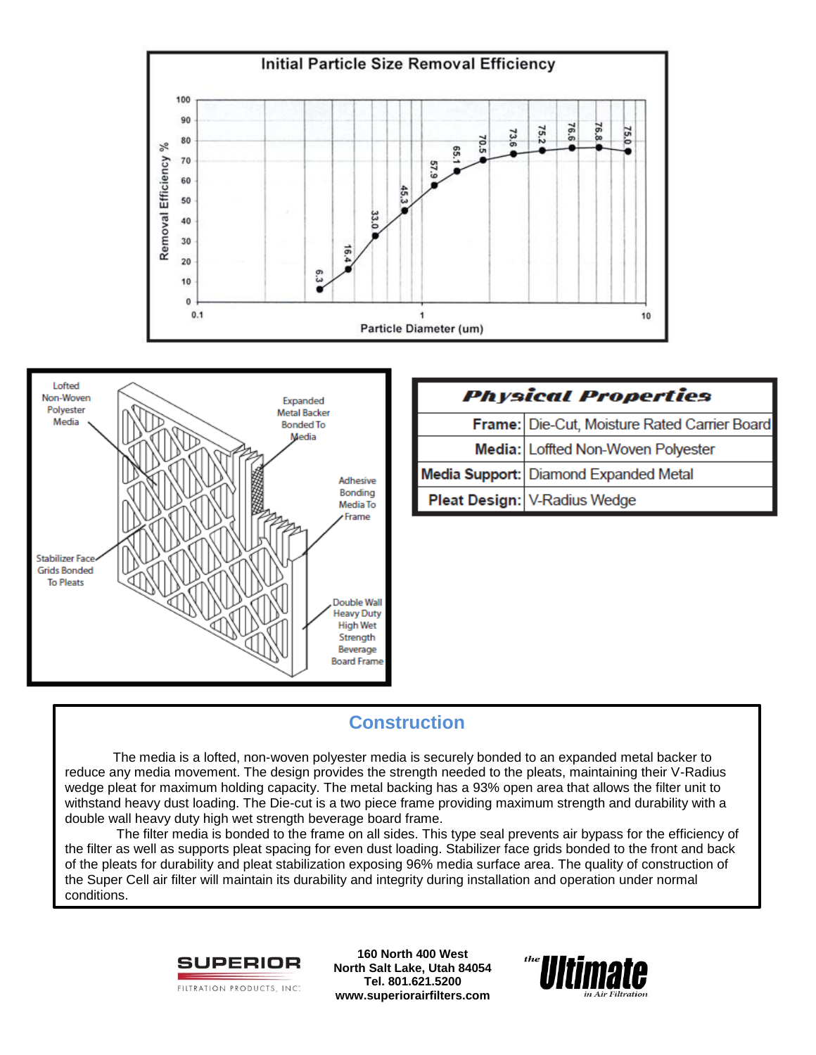## Initial Particle Size Removal Efficiency

Removal Efficiency %

100
90
80
70
60
50
40
30
20
10
0

0.1
1
10

Particle Diameter (um)

6.3
16.4
33.0
45.3
57.9
65.1
70.5
73.6
75.2
76.6
76.8
75.0

Lofted Non-Woven Polyester Media

Expanded Metal Backer Bonded To Media

Adhesive Bonding Media To Frame

Stabilizer Face Grids Bonded To Pleats

Double Wall Heavy Duty High Wet Strength Beverage Board Frame

| Physical Properties | |
|---|---|
| **Frame:** | Die-Cut, Moisture Rated Carrier Board |
| **Media:** | Loffted Non-Woven Polyester |
| **Media Support:** | Diamond Expanded Metal |
| **Pleat Design:** | V-Radius Wedge |

## Construction

The media is a lofted, non-woven polyester media is securely bonded to an expanded metal backer to reduce any media movement. The design provides the strength needed to the pleats, maintaining their V-Radius wedge pleat for maximum holding capacity. The metal backing has a 93% open area that allows the filter unit to withstand heavy dust loading. The Die-cut is a two piece frame providing maximum strength and durability with a double wall heavy duty high wet strength beverage board frame.

The filter media is bonded to the frame on all sides. This type seal prevents air bypass for the efficiency of the filter as well as supports pleat spacing for even dust loading. Stabilizer face grids bonded to the front and back of the pleats for durability and pleat stabilization exposing 96% media surface area. The quality of construction of the Super Cell air filter will maintain its durability and integrity during installation and operation under normal conditions.

SUPERIOR FILTRATION PRODUCTS, INC.

**160 North 400 West**
**North Salt Lake, Utah 84054**
**Tel. 801.621.5200**
**www.superiorairfilters.com**

the Ultimate in Air Filtration